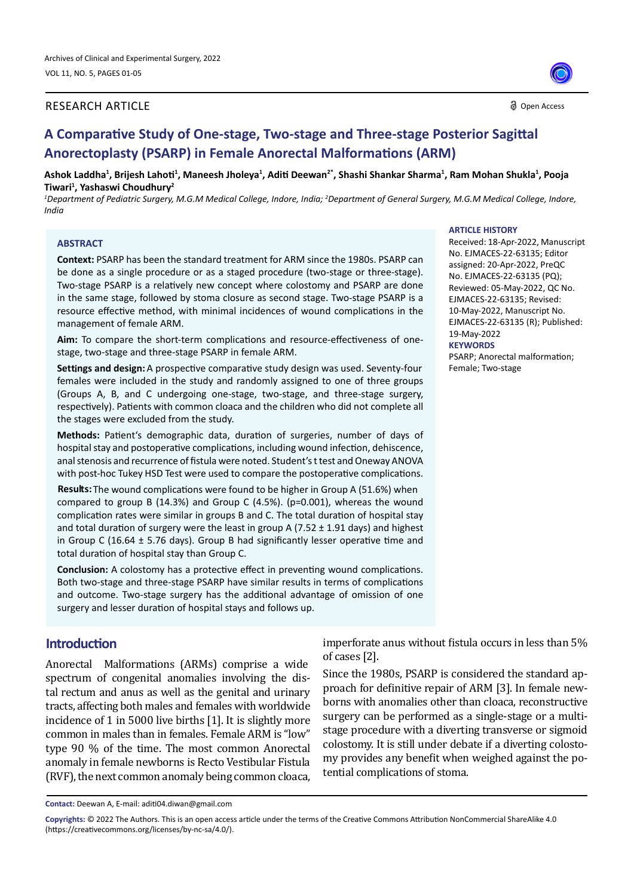RESEARCH ARTICLE

Open Access

# A Comparative Study of One-stage, Two-stage and Three-stage Posterior Sagittal Anorectoplasty (PSARP) in Female Anorectal Malformations (ARM)

**Ashok Laddha[1], Brijesh Lahoti[1], Maneesh Jholeya[1], Aditi Deewan[2*], Shashi Shankar Sharma[1], Ram Mohan Shukla[1], Pooja Tiwari[1], Yashaswi Choudhury[2]**

*[1]Department of Pediatric Surgery, M.G.M Medical College, Indore, India; [2]Department of General Surgery, M.G.M Medical College, Indore, India*

## ABSTRACT

**Context:** PSARP has been the standard treatment for ARM since the 1980s. PSARP can be done as a single procedure or as a staged procedure (two-stage or three-stage). Two-stage PSARP is a relatively new concept where colostomy and PSARP are done in the same stage, followed by stoma closure as second stage. Two-stage PSARP is a resource effective method, with minimal incidences of wound complications in the management of female ARM.

**Aim:** To compare the short-term complications and resource-effectiveness of one-stage, two-stage and three-stage PSARP in female ARM.

**Settings and design:** A prospective comparative study design was used. Seventy-four females were included in the study and randomly assigned to one of three groups (Groups A, B, and C undergoing one-stage, two-stage, and three-stage surgery, respectively). Patients with common cloaca and the children who did not complete all the stages were excluded from the study.

**Methods:** Patient's demographic data, duration of surgeries, number of days of hospital stay and postoperative complications, including wound infection, dehiscence, anal stenosis and recurrence of fistula were noted. Student's t test and Oneway ANOVA with post-hoc Tukey HSD Test were used to compare the postoperative complications.

**Results:** The wound complications were found to be higher in Group A (51.6%) when compared to group B (14.3%) and Group C (4.5%). (p=0.001), whereas the wound complication rates were similar in groups B and C. The total duration of hospital stay and total duration of surgery were the least in group A (7.52 ± 1.91 days) and highest in Group C (16.64 ± 5.76 days). Group B had significantly lesser operative time and total duration of hospital stay than Group C.

**Conclusion:** A colostomy has a protective effect in preventing wound complications. Both two-stage and three-stage PSARP have similar results in terms of complications and outcome. Two-stage surgery has the additional advantage of omission of one surgery and lesser duration of hospital stays and follows up.

**ARTICLE HISTORY**

Received: 18-Apr-2022, Manuscript No. EJMACES-22-63135; Editor assigned: 20-Apr-2022, PreQC No. EJMACES-22-63135 (PQ); Reviewed: 05-May-2022, QC No. EJMACES-22-63135; Revised: 10-May-2022, Manuscript No. EJMACES-22-63135 (R); Published: 19-May-2022

**KEYWORDS**

PSARP; Anorectal malformation; Female; Two-stage

## Introduction

Anorectal Malformations (ARMs) comprise a wide spectrum of congenital anomalies involving the distal rectum and anus as well as the genital and urinary tracts, affecting both males and females with worldwide incidence of 1 in 5000 live births [1]. It is slightly more common in males than in females. Female ARM is "low" type 90 % of the time. The most common Anorectal anomaly in female newborns is Recto Vestibular Fistula (RVF), the next common anomaly being common cloaca, imperforate anus without fistula occurs in less than 5% of cases [2].

Since the 1980s, PSARP is considered the standard approach for definitive repair of ARM [3]. In female newborns with anomalies other than cloaca, reconstructive surgery can be performed as a single-stage or a multi-stage procedure with a diverting transverse or sigmoid colostomy. It is still under debate if a diverting colostomy provides any benefit when weighed against the potential complications of stoma.

**Contact:** Deewan A, E-mail: aditi04.diwan@gmail.com

**Copyrights:** © 2022 The Authors. This is an open access article under the terms of the Creative Commons Attribution NonCommercial ShareAlike 4.0 (https://creativecommons.org/licenses/by-nc-sa/4.0/).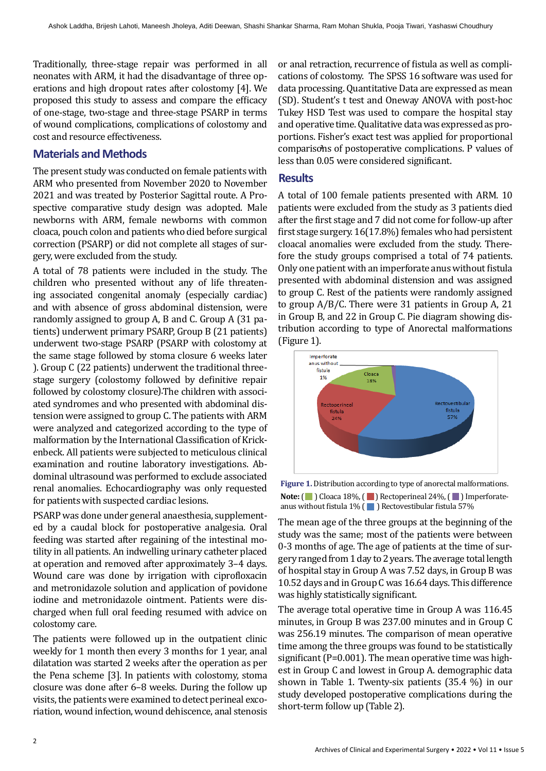Traditionally, three-stage repair was performed in all neonates with ARM, it had the disadvantage of three operations and high dropout rates after colostomy [4]. We proposed this study to assess and compare the efficacy of one-stage, two-stage and three-stage PSARP in terms of wound complications, complications of colostomy and cost and resource effectiveness.

## Materials and Methods

The present study was conducted on female patients with ARM who presented from November 2020 to November 2021 and was treated by Posterior Sagittal route. A Prospective comparative study design was adopted. Male newborns with ARM, female newborns with common cloaca, pouch colon and patients who died before surgical correction (PSARP) or did not complete all stages of surgery, were excluded from the study.

A total of 78 patients were included in the study. The children who presented without any of life threatening associated congenital anomaly (especially cardiac) and with absence of gross abdominal distension, were randomly assigned to group A, B and C. Group A (31 patients) underwent primary PSARP, Group B (21 patients) underwent two-stage PSARP (PSARP with colostomy at the same stage followed by stoma closure 6 weeks later ). Group C (22 patients) underwent the traditional three-stage surgery (colostomy followed by definitive repair followed by colostomy closure).The children with associated syndromes and who presented with abdominal distension were assigned to group C. The patients with ARM were analyzed and categorized according to the type of malformation by the International Classification of Krickenbeck. All patients were subjected to meticulous clinical examination and routine laboratory investigations. Abdominal ultrasound was performed to exclude associated renal anomalies. Echocardiography was only requested for patients with suspected cardiac lesions.

PSARP was done under general anaesthesia, supplemented by a caudal block for postoperative analgesia. Oral feeding was started after regaining of the intestinal motility in all patients. An indwelling urinary catheter placed at operation and removed after approximately 3–4 days. Wound care was done by irrigation with ciprofloxacin and metronidazole solution and application of povidone iodine and metronidazole ointment. Patients were discharged when full oral feeding resumed with advice on colostomy care.

The patients were followed up in the outpatient clinic weekly for 1 month then every 3 months for 1 year, anal dilatation was started 2 weeks after the operation as per the Pena scheme [3]. In patients with colostomy, stoma closure was done after 6–8 weeks. During the follow up visits, the patients were examined to detect perineal excoriation, wound infection, wound dehiscence, anal stenosis or anal retraction, recurrence of fistula as well as complications of colostomy. The SPSS 16 software was used for data processing. Quantitative Data are expressed as mean (SD). Student's t test and Oneway ANOVA with post-hoc Tukey HSD Test was used to compare the hospital stay and operative time. Qualitative data was expressed as proportions. Fisher's exact test was applied for proportional comparisons of postoperative complications. P values of less than 0.05 were considered significant.

## Results

A total of 100 female patients presented with ARM. 10 patients were excluded from the study as 3 patients died after the first stage and 7 did not come for follow-up after first stage surgery. 16(17.8%) females who had persistent cloacal anomalies were excluded from the study. Therefore the study groups comprised a total of 74 patients. Only one patient with an imperforate anus without fistula presented with abdominal distension and was assigned to group C. Rest of the patients were randomly assigned to group A/B/C. There were 31 patients in Group A, 21 in Group B, and 22 in Group C. Pie diagram showing distribution according to type of Anorectal malformations (Figure 1).

**Figure 1.** Distribution according to type of anorectal malformations.
**Note:** ( ) Cloaca 18%, ( ) Rectoperineal 24%, ( ) Imperforate-anus without fistula 1% ( ) Rectovestibular fistula 57%

The mean age of the three groups at the beginning of the study was the same; most of the patients were between 0-3 months of age. The age of patients at the time of surgery ranged from 1 day to 2 years. The average total length of hospital stay in Group A was 7.52 days, in Group B was 10.52 days and in Group C was 16.64 days. This difference was highly statistically significant.

The average total operative time in Group A was 116.45 minutes, in Group B was 237.00 minutes and in Group C was 256.19 minutes. The comparison of mean operative time among the three groups was found to be statistically significant (P=0.001). The mean operative time was highest in Group C and lowest in Group A. demographic data shown in Table 1. Twenty-six patients (35.4 %) in our study developed postoperative complications during the short-term follow up (Table 2).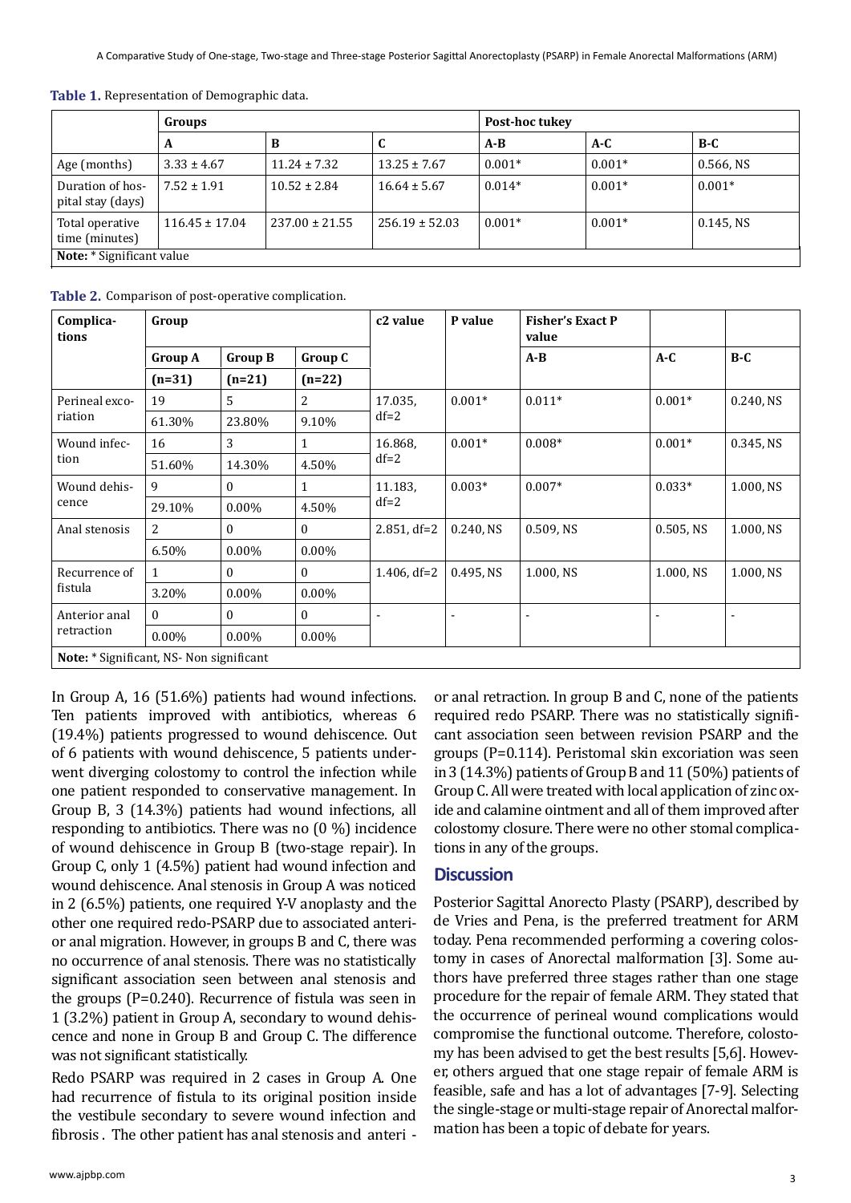**Table 1.** Representation of Demographic data.

| | Groups | | | Post-hoc tukey | | |
|---|---|---|---|---|---|---|
| | A | B | C | A-B | A-C | B-C |
| Age (months) | 3.33 ± 4.67 | 11.24 ± 7.32 | 13.25 ± 7.67 | 0.001* | 0.001* | 0.566, NS |
| Duration of hospital stay (days) | 7.52 ± 1.91 | 10.52 ± 2.84 | 16.64 ± 5.67 | 0.014* | 0.001* | 0.001* |
| Total operative time (minutes) | 116.45 ± 17.04 | 237.00 ± 21.55 | 256.19 ± 52.03 | 0.001* | 0.001* | 0.145, NS |
| **Note:** * Significant value | | | | | | |

**Table 2.** Comparison of post-operative complication.

| Complications | Group | | | c2 value | P value | Fisher's Exact P value | | |
|---|---|---|---|---|---|---|---|---|
| | Group A | Group B | Group C | | | A-B | A-C | B-C |
| | (n=31) | (n=21) | (n=22) | | | | | |
| Perineal excoriation | 19 | 5 | 2 | 17.035, df=2 | 0.001* | 0.011* | 0.001* | 0.240, NS |
| | 61.30% | 23.80% | 9.10% | | | | | |
| Wound infection | 16 | 3 | 1 | 16.868, df=2 | 0.001* | 0.008* | 0.001* | 0.345, NS |
| | 51.60% | 14.30% | 4.50% | | | | | |
| Wound dehiscence | 9 | 0 | 1 | 11.183, df=2 | 0.003* | 0.007* | 0.033* | 1.000, NS |
| | 29.10% | 0.00% | 4.50% | | | | | |
| Anal stenosis | 2 | 0 | 0 | 2.851, df=2 | 0.240, NS | 0.509, NS | 0.505, NS | 1.000, NS |
| | 6.50% | 0.00% | 0.00% | | | | | |
| Recurrence of fistula | 1 | 0 | 0 | 1.406, df=2 | 0.495, NS | 1.000, NS | 1.000, NS | 1.000, NS |
| | 3.20% | 0.00% | 0.00% | | | | | |
| Anterior anal retraction | 0 | 0 | 0 | - | - | - | - | - |
| | 0.00% | 0.00% | 0.00% | | | | | |
| **Note:** * Significant, NS- Non significant | | | | | | | | |

In Group A, 16 (51.6%) patients had wound infections. Ten patients improved with antibiotics, whereas 6 (19.4%) patients progressed to wound dehiscence. Out of 6 patients with wound dehiscence, 5 patients underwent diverging colostomy to control the infection while one patient responded to conservative management. In Group B, 3 (14.3%) patients had wound infections, all responding to antibiotics. There was no (0 %) incidence of wound dehiscence in Group B (two-stage repair). In Group C, only 1 (4.5%) patient had wound infection and wound dehiscence. Anal stenosis in Group A was noticed in 2 (6.5%) patients, one required Y-V anoplasty and the other one required redo-PSARP due to associated anterior anal migration. However, in groups B and C, there was no occurrence of anal stenosis. There was no statistically significant association seen between anal stenosis and the groups (P=0.240). Recurrence of fistula was seen in 1 (3.2%) patient in Group A, secondary to wound dehiscence and none in Group B and Group C. The difference was not significant statistically.

Redo PSARP was required in 2 cases in Group A. One had recurrence of fistula to its original position inside the vestibule secondary to severe wound infection and fibrosis . The other patient has anal stenosis and anterior anal retraction. In group B and C, none of the patients required redo PSARP. There was no statistically significant association seen between revision PSARP and the groups (P=0.114). Peristomal skin excoriation was seen in 3 (14.3%) patients of Group B and 11 (50%) patients of Group C. All were treated with local application of zinc oxide and calamine ointment and all of them improved after colostomy closure. There were no other stomal complications in any of the groups.

## Discussion

Posterior Sagittal Anorecto Plasty (PSARP), described by de Vries and Pena, is the preferred treatment for ARM today. Pena recommended performing a covering colostomy in cases of Anorectal malformation [3]. Some authors have preferred three stages rather than one stage procedure for the repair of female ARM. They stated that the occurrence of perineal wound complications would compromise the functional outcome. Therefore, colostomy has been advised to get the best results [5,6]. However, others argued that one stage repair of female ARM is feasible, safe and has a lot of advantages [7-9]. Selecting the single-stage or multi-stage repair of Anorectal malformation has been a topic of debate for years.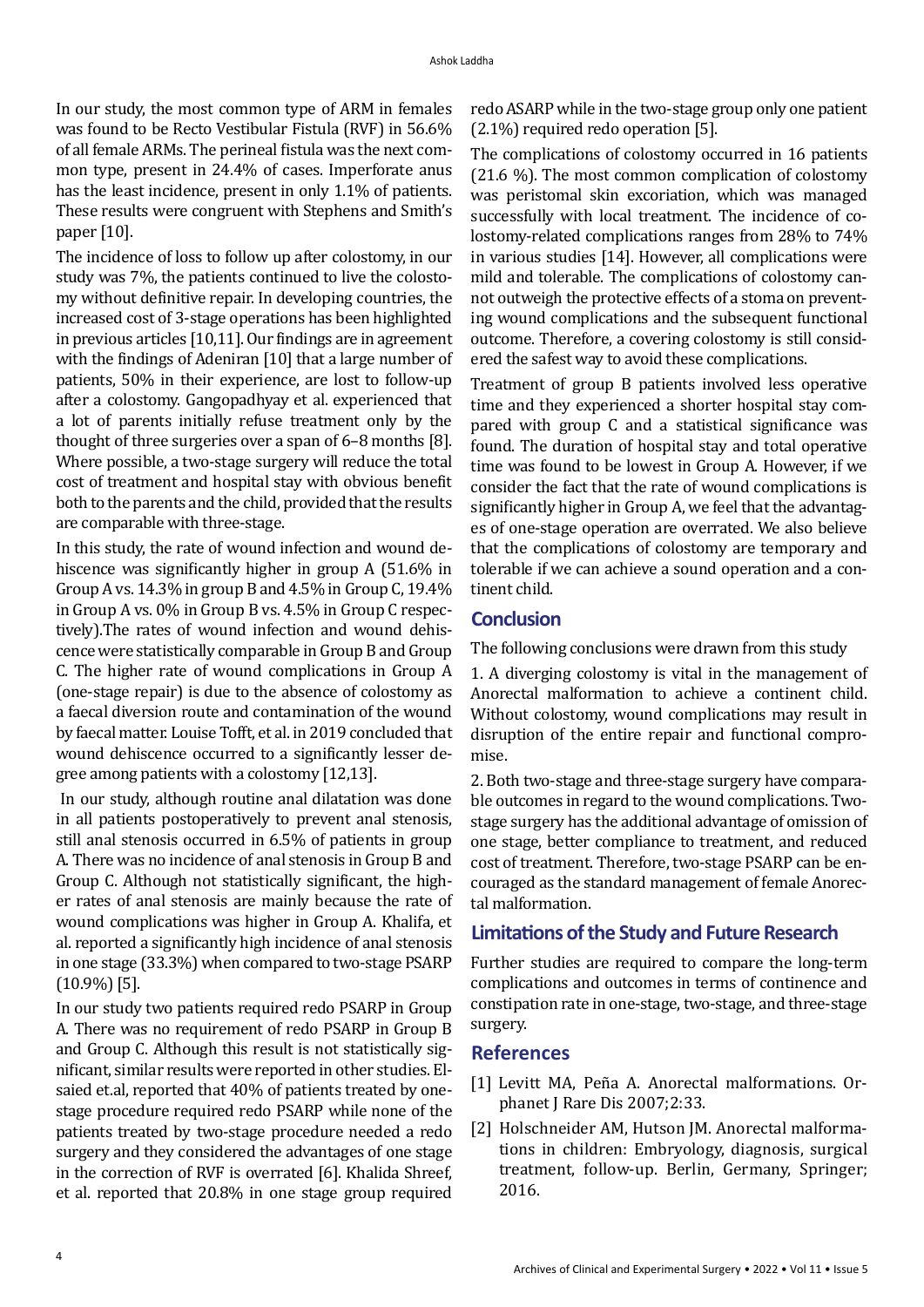In our study, the most common type of ARM in females was found to be Recto Vestibular Fistula (RVF) in 56.6% of all female ARMs. The perineal fistula was the next common type, present in 24.4% of cases. Imperforate anus has the least incidence, present in only 1.1% of patients. These results were congruent with Stephens and Smith's paper [10].

The incidence of loss to follow up after colostomy, in our study was 7%, the patients continued to live the colostomy without definitive repair. In developing countries, the increased cost of 3-stage operations has been highlighted in previous articles [10,11]. Our findings are in agreement with the findings of Adeniran [10] that a large number of patients, 50% in their experience, are lost to follow-up after a colostomy. Gangopadhyay et al. experienced that a lot of parents initially refuse treatment only by the thought of three surgeries over a span of 6–8 months [8]. Where possible, a two-stage surgery will reduce the total cost of treatment and hospital stay with obvious benefit both to the parents and the child, provided that the results are comparable with three-stage.

In this study, the rate of wound infection and wound dehiscence was significantly higher in group A (51.6% in Group A vs. 14.3% in group B and 4.5% in Group C, 19.4% in Group A vs. 0% in Group B vs. 4.5% in Group C respectively).The rates of wound infection and wound dehiscence were statistically comparable in Group B and Group C. The higher rate of wound complications in Group A (one-stage repair) is due to the absence of colostomy as a faecal diversion route and contamination of the wound by faecal matter. Louise Tofft, et al. in 2019 concluded that wound dehiscence occurred to a significantly lesser degree among patients with a colostomy [12,13].

In our study, although routine anal dilatation was done in all patients postoperatively to prevent anal stenosis, still anal stenosis occurred in 6.5% of patients in group A. There was no incidence of anal stenosis in Group B and Group C. Although not statistically significant, the higher rates of anal stenosis are mainly because the rate of wound complications was higher in Group A. Khalifa, et al. reported a significantly high incidence of anal stenosis in one stage (33.3%) when compared to two-stage PSARP (10.9%) [5].

In our study two patients required redo PSARP in Group A. There was no requirement of redo PSARP in Group B and Group C. Although this result is not statistically significant, similar results were reported in other studies. Elsaied et.al, reported that 40% of patients treated by one-stage procedure required redo PSARP while none of the patients treated by two-stage procedure needed a redo surgery and they considered the advantages of one stage in the correction of RVF is overrated [6]. Khalida Shreef, et al. reported that 20.8% in one stage group required redo ASARP while in the two-stage group only one patient (2.1%) required redo operation [5].

The complications of colostomy occurred in 16 patients (21.6 %). The most common complication of colostomy was peristomal skin excoriation, which was managed successfully with local treatment. The incidence of colostomy-related complications ranges from 28% to 74% in various studies [14]. However, all complications were mild and tolerable. The complications of colostomy cannot outweigh the protective effects of a stoma on preventing wound complications and the subsequent functional outcome. Therefore, a covering colostomy is still considered the safest way to avoid these complications.

Treatment of group B patients involved less operative time and they experienced a shorter hospital stay compared with group C and a statistical significance was found. The duration of hospital stay and total operative time was found to be lowest in Group A. However, if we consider the fact that the rate of wound complications is significantly higher in Group A, we feel that the advantages of one-stage operation are overrated. We also believe that the complications of colostomy are temporary and tolerable if we can achieve a sound operation and a continent child.

## Conclusion

The following conclusions were drawn from this study

1. A diverging colostomy is vital in the management of Anorectal malformation to achieve a continent child. Without colostomy, wound complications may result in disruption of the entire repair and functional compromise.

2. Both two-stage and three-stage surgery have comparable outcomes in regard to the wound complications. Two-stage surgery has the additional advantage of omission of one stage, better compliance to treatment, and reduced cost of treatment. Therefore, two-stage PSARP can be encouraged as the standard management of female Anorectal malformation.

## Limitations of the Study and Future Research

Further studies are required to compare the long-term complications and outcomes in terms of continence and constipation rate in one-stage, two-stage, and three-stage surgery.

## References

[1] Levitt MA, Peña A. Anorectal malformations. Orphanet J Rare Dis 2007;2:33.

[2] Holschneider AM, Hutson JM. Anorectal malformations in children: Embryology, diagnosis, surgical treatment, follow-up. Berlin, Germany, Springer; 2016.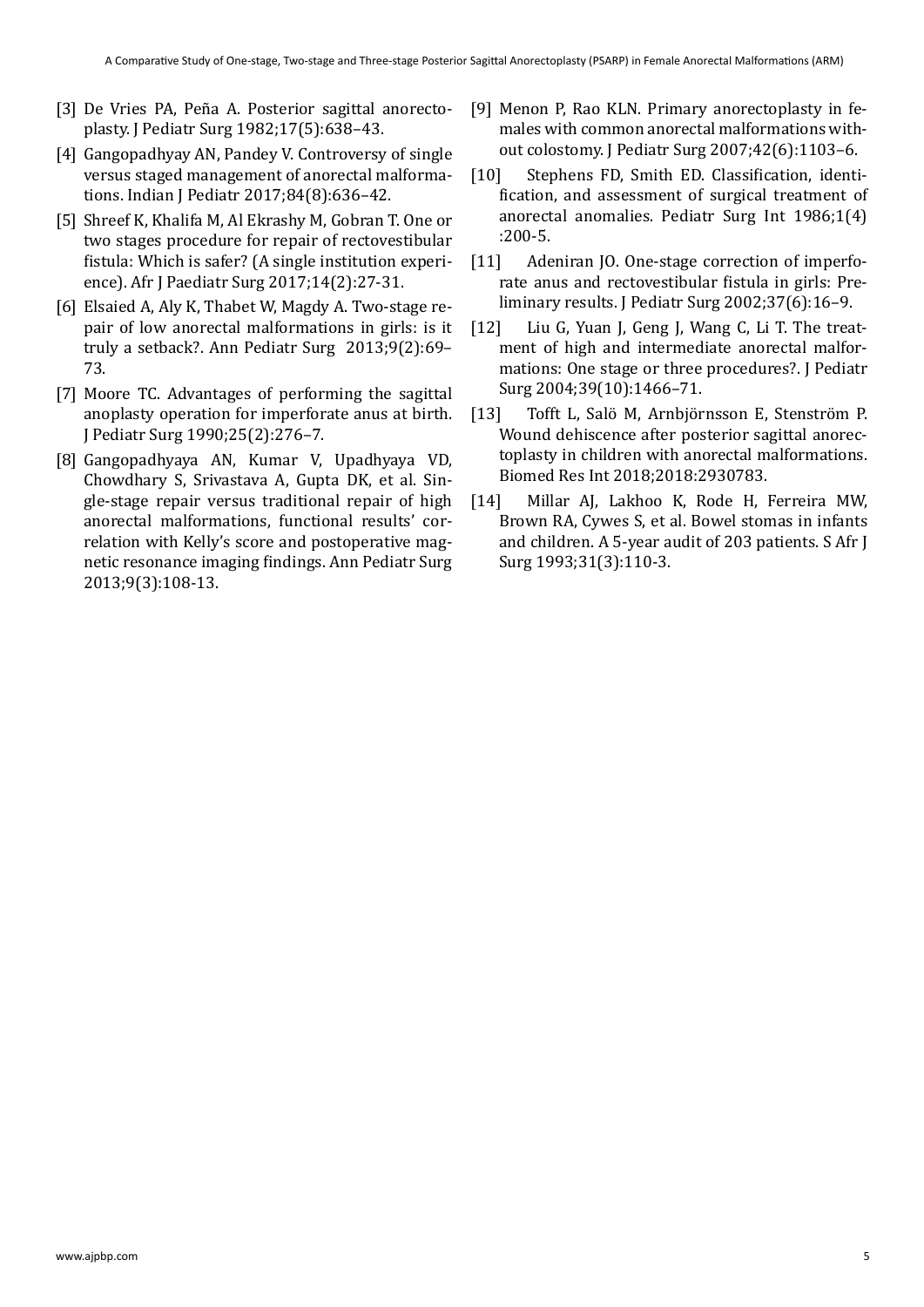[3] De Vries PA, Peña A. Posterior sagittal anorectoplasty. J Pediatr Surg 1982;17(5):638–43.

[4] Gangopadhyay AN, Pandey V. Controversy of single versus staged management of anorectal malformations. Indian J Pediatr 2017;84(8):636–42.

[5] Shreef K, Khalifa M, Al Ekrashy M, Gobran T. One or two stages procedure for repair of rectovestibular fistula: Which is safer? (A single institution experience). Afr J Paediatr Surg 2017;14(2):27-31.

[6] Elsaied A, Aly K, Thabet W, Magdy A. Two-stage repair of low anorectal malformations in girls: is it truly a setback?. Ann Pediatr Surg 2013;9(2):69–73.

[7] Moore TC. Advantages of performing the sagittal anoplasty operation for imperforate anus at birth. J Pediatr Surg 1990;25(2):276–7.

[8] Gangopadhyaya AN, Kumar V, Upadhyaya VD, Chowdhary S, Srivastava A, Gupta DK, et al. Single-stage repair versus traditional repair of high anorectal malformations, functional results' correlation with Kelly's score and postoperative magnetic resonance imaging findings. Ann Pediatr Surg 2013;9(3):108-13.

[9] Menon P, Rao KLN. Primary anorectoplasty in females with common anorectal malformations without colostomy. J Pediatr Surg 2007;42(6):1103–6.

[10] Stephens FD, Smith ED. Classification, identification, and assessment of surgical treatment of anorectal anomalies. Pediatr Surg Int 1986;1(4):200-5.

[11] Adeniran JO. One-stage correction of imperforate anus and rectovestibular fistula in girls: Preliminary results. J Pediatr Surg 2002;37(6):16–9.

[12] Liu G, Yuan J, Geng J, Wang C, Li T. The treatment of high and intermediate anorectal malformations: One stage or three procedures?. J Pediatr Surg 2004;39(10):1466–71.

[13] Tofft L, Salö M, Arnbjörnsson E, Stenström P. Wound dehiscence after posterior sagittal anorectoplasty in children with anorectal malformations. Biomed Res Int 2018;2018:2930783.

[14] Millar AJ, Lakhoo K, Rode H, Ferreira MW, Brown RA, Cywes S, et al. Bowel stomas in infants and children. A 5-year audit of 203 patients. S Afr J Surg 1993;31(3):110-3.